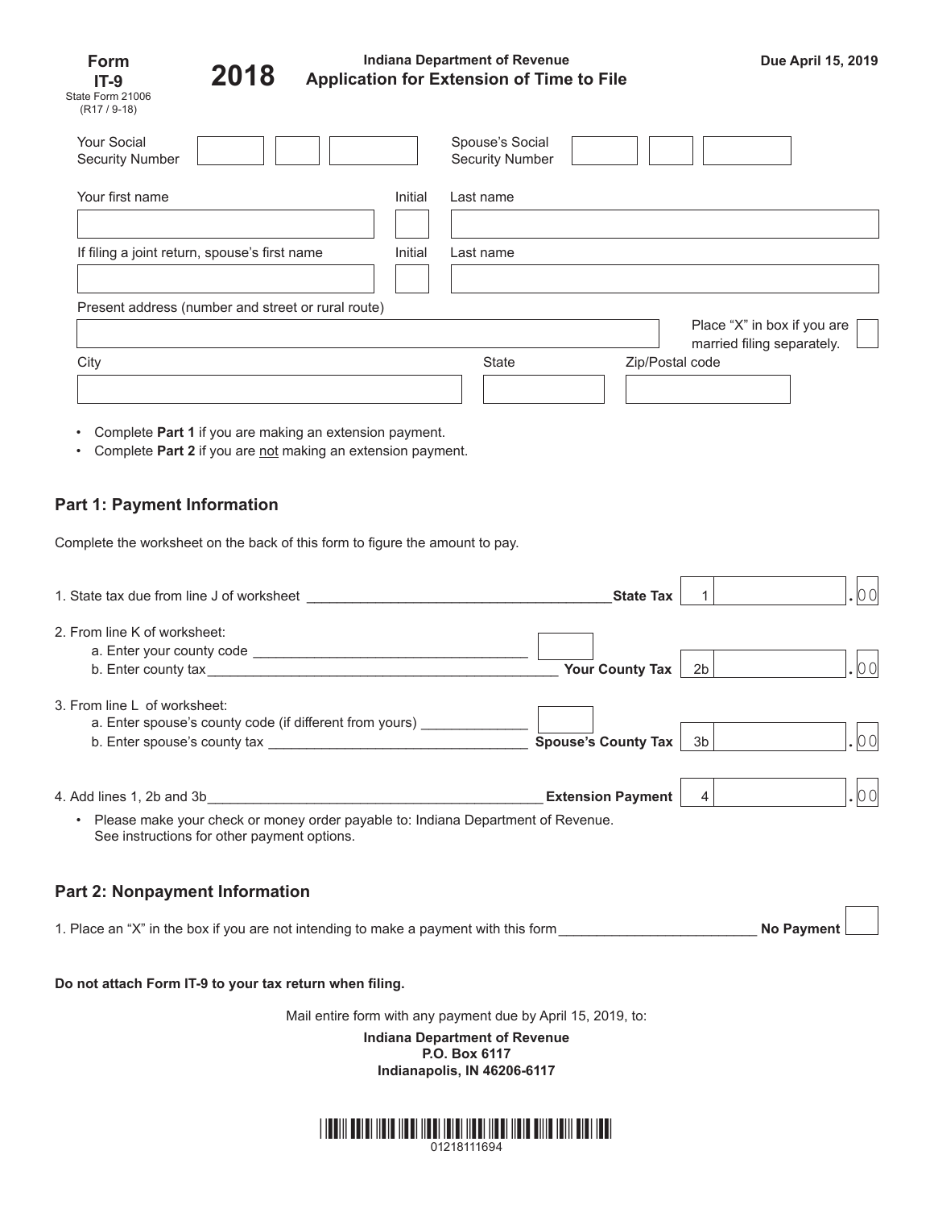**Form IT-9**
State Form 21006
(R17 / 9-18)

**2018**

**Indiana Department of Revenue**
**Application for Extension of Time to File**

**Due April 15, 2019**

Your Social Security Number ______ ______ ______

Spouse's Social Security Number ______ ______ ______

Your first name ______ Initial ______ Last name ______

If filing a joint return, spouse's first name ______ Initial ______ Last name ______

Present address (number and street or rural route) ______

Place "X" in box if you are married filing separately. ☐

City ______ State ______ Zip/Postal code ______

- Complete **Part 1** if you are making an extension payment.
- Complete **Part 2** if you are not making an extension payment.

## Part 1: Payment Information

Complete the worksheet on the back of this form to figure the amount to pay.

1. State tax due from line J of worksheet ______ **State Tax** 1 ______ .00

2. From line K of worksheet:
   a. Enter your county code ______
   b. Enter county tax ______ **Your County Tax** 2b ______ .00

3. From line L of worksheet:
   a. Enter spouse's county code (if different from yours) ______
   b. Enter spouse's county tax ______ **Spouse's County Tax** 3b ______ .00

4. Add lines 1, 2b and 3b ______ **Extension Payment** 4 ______ .00
   - Please make your check or money order payable to: Indiana Department of Revenue. See instructions for other payment options.

## Part 2: Nonpayment Information

1. Place an "X" in the box if you are not intending to make a payment with this form ______ **No Payment** ☐

**Do not attach Form IT-9 to your tax return when filing.**

Mail entire form with any payment due by April 15, 2019, to:

**Indiana Department of Revenue**
**P.O. Box 6117**
**Indianapolis, IN 46206-6117**

01218111694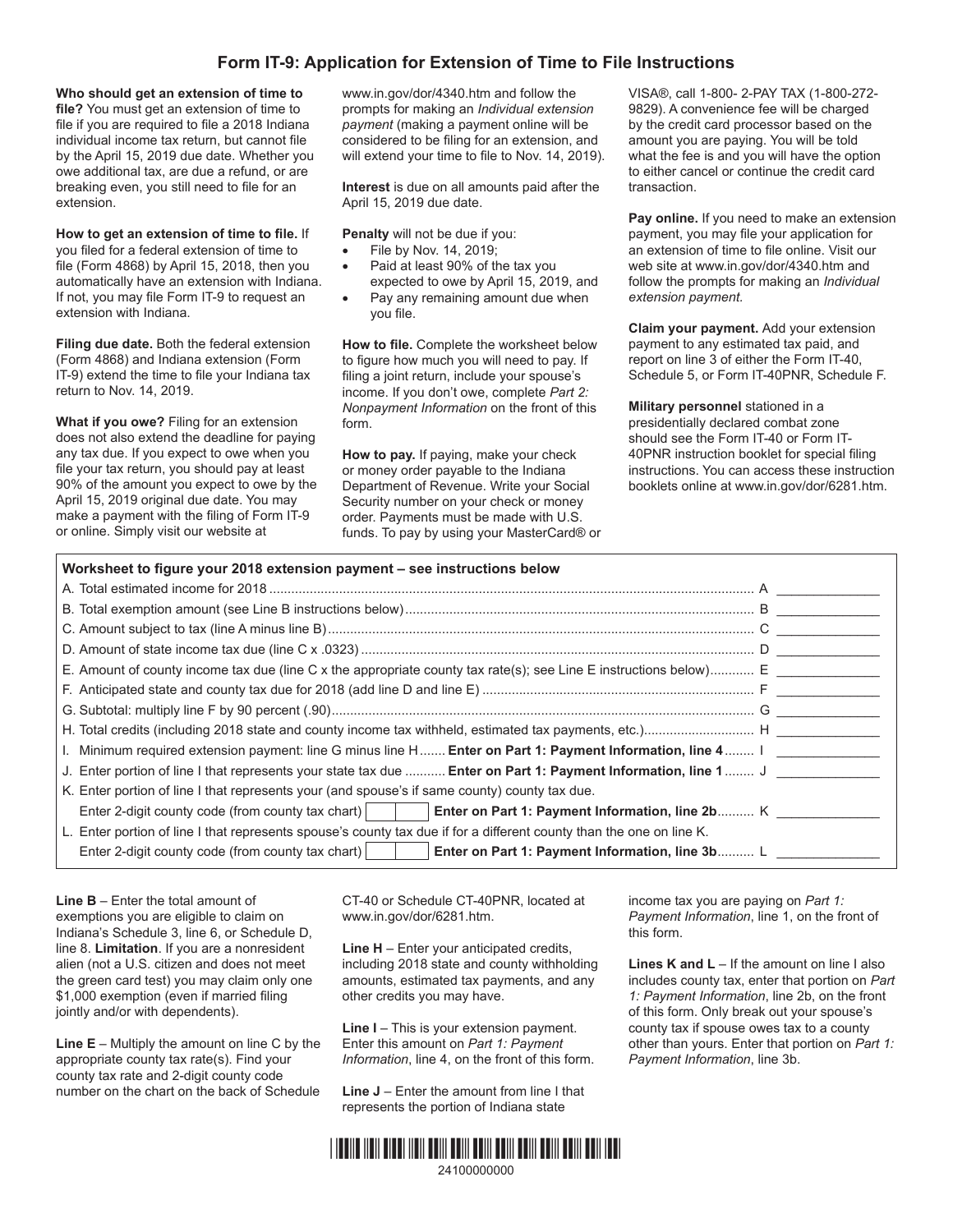## Form IT-9: Application for Extension of Time to File Instructions

**Who should get an extension of time to file?** You must get an extension of time to file if you are required to file a 2018 Indiana individual income tax return, but cannot file by the April 15, 2019 due date. Whether you owe additional tax, are due a refund, or are breaking even, you still need to file for an extension.

**How to get an extension of time to file.** If you filed for a federal extension of time to file (Form 4868) by April 15, 2018, then you automatically have an extension with Indiana. If not, you may file Form IT-9 to request an extension with Indiana.

**Filing due date.** Both the federal extension (Form 4868) and Indiana extension (Form IT-9) extend the time to file your Indiana tax return to Nov. 14, 2019.

**What if you owe?** Filing for an extension does not also extend the deadline for paying any tax due. If you expect to owe when you file your tax return, you should pay at least 90% of the amount you expect to owe by the April 15, 2019 original due date. You may make a payment with the filing of Form IT-9 or online. Simply visit our website at www.in.gov/dor/4340.htm and follow the prompts for making an *Individual extension payment* (making a payment online will be considered to be filing for an extension, and will extend your time to file to Nov. 14, 2019).

**Interest** is due on all amounts paid after the April 15, 2019 due date.

**Penalty** will not be due if you:

- File by Nov. 14, 2019;
- Paid at least 90% of the tax you expected to owe by April 15, 2019, and
- Pay any remaining amount due when you file.

**How to file.** Complete the worksheet below to figure how much you will need to pay. If filing a joint return, include your spouse's income. If you don't owe, complete *Part 2: Nonpayment Information* on the front of this form.

**How to pay.** If paying, make your check or money order payable to the Indiana Department of Revenue. Write your Social Security number on your check or money order. Payments must be made with U.S. funds. To pay by using your MasterCard® or VISA®, call 1-800- 2-PAY TAX (1-800-272-9829). A convenience fee will be charged by the credit card processor based on the amount you are paying. You will be told what the fee is and you will have the option to either cancel or continue the credit card transaction.

**Pay online.** If you need to make an extension payment, you may file your application for an extension of time to file online. Visit our web site at www.in.gov/dor/4340.htm and follow the prompts for making an *Individual extension payment.*

**Claim your payment.** Add your extension payment to any estimated tax paid, and report on line 3 of either the Form IT-40, Schedule 5, or Form IT-40PNR, Schedule F.

**Military personnel** stationed in a presidentially declared combat zone should see the Form IT-40 or Form IT-40PNR instruction booklet for special filing instructions. You can access these instruction booklets online at www.in.gov/dor/6281.htm.

### Worksheet to figure your 2018 extension payment – see instructions below

| | | |
|---|---|---|
| A. Total estimated income for 2018 | A | |
| B. Total exemption amount (see Line B instructions below) | B | |
| C. Amount subject to tax (line A minus line B) | C | |
| D. Amount of state income tax due (line C x .0323) | D | |
| E. Amount of county income tax due (line C x the appropriate county tax rate(s); see Line E instructions below) | E | |
| F. Anticipated state and county tax due for 2018 (add line D and line E) | F | |
| G. Subtotal: multiply line F by 90 percent (.90) | G | |
| H. Total credits (including 2018 state and county income tax withheld, estimated tax payments, etc.) | H | |
| I. Minimum required extension payment: line G minus line H ....... **Enter on Part 1: Payment Information, line 4** | I | |
| J. Enter portion of line I that represents your state tax due ........... **Enter on Part 1: Payment Information, line 1** | J | |
| K. Enter portion of line I that represents your (and spouse's if same county) county tax due. Enter 2-digit county code (from county tax chart) ☐☐ **Enter on Part 1: Payment Information, line 2b** | K | |
| L. Enter portion of line I that represents spouse's county tax due if for a different county than the one on line K. Enter 2-digit county code (from county tax chart) ☐☐ **Enter on Part 1: Payment Information, line 3b** | L | |

**Line B** – Enter the total amount of exemptions you are eligible to claim on Indiana's Schedule 3, line 6, or Schedule D, line 8. **Limitation**. If you are a nonresident alien (not a U.S. citizen and does not meet the green card test) you may claim only one $1,000 exemption (even if married filing jointly and/or with dependents).

**Line E** – Multiply the amount on line C by the appropriate county tax rate(s). Find your county tax rate and 2-digit county code number on the chart on the back of Schedule CT-40 or Schedule CT-40PNR, located at www.in.gov/dor/6281.htm.

**Line H** – Enter your anticipated credits, including 2018 state and county withholding amounts, estimated tax payments, and any other credits you may have.

**Line I** – This is your extension payment. Enter this amount on *Part 1: Payment Information*, line 4, on the front of this form.

**Line J** – Enter the amount from line I that represents the portion of Indiana state income tax you are paying on *Part 1: Payment Information*, line 1, on the front of this form.

**Lines K and L** – If the amount on line I also includes county tax, enter that portion on *Part 1: Payment Information*, line 2b, on the front of this form. Only break out your spouse's county tax if spouse owes tax to a county other than yours. Enter that portion on *Part 1: Payment Information*, line 3b.

24100000000